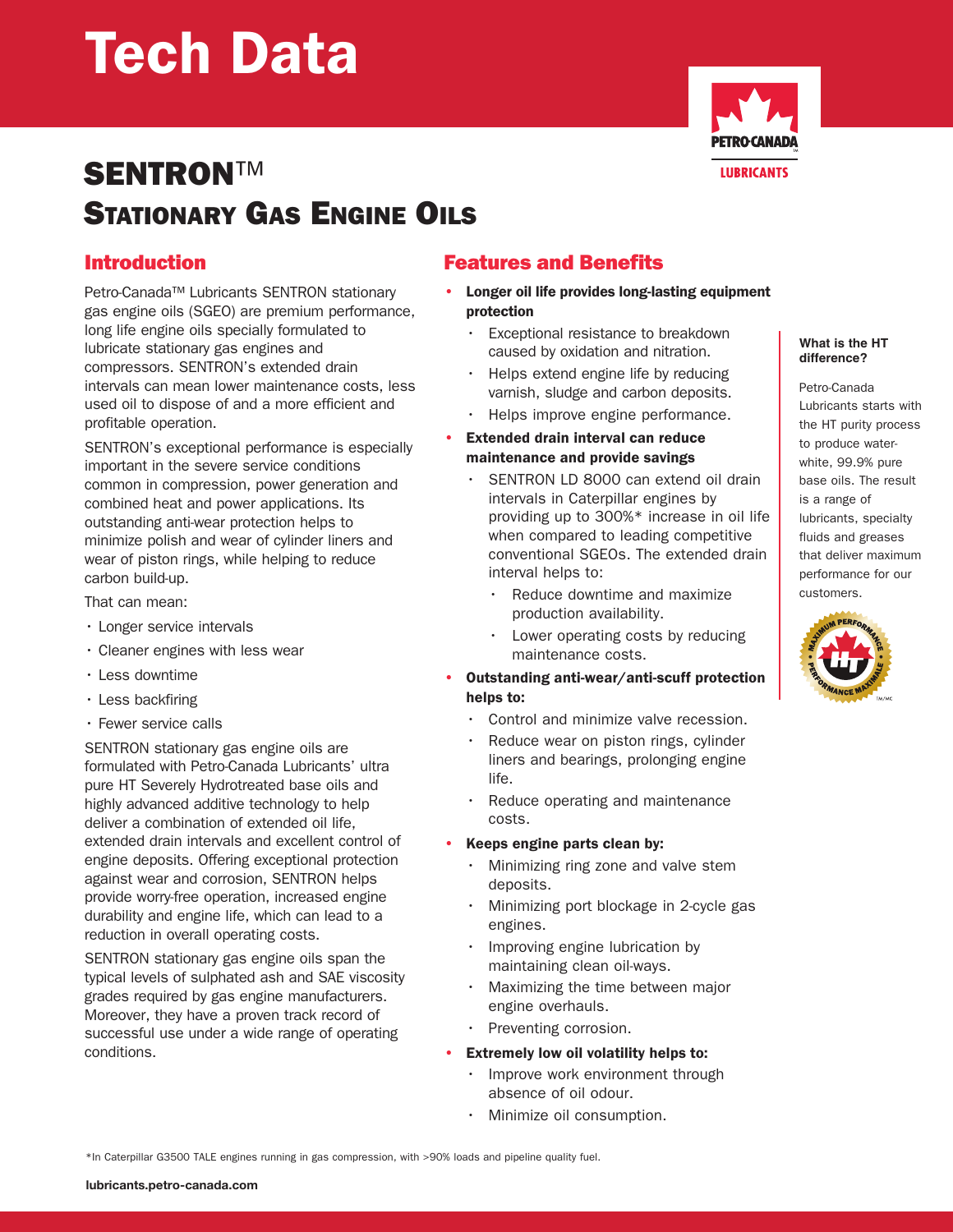# Tech Data

# SENTRON™ Stationary Gas Engine Oils

## Introduction

Petro-Canada™ Lubricants SENTRON stationary gas engine oils (SGEO) are premium performance, long life engine oils specially formulated to lubricate stationary gas engines and compressors. SENTRON's extended drain intervals can mean lower maintenance costs, less used oil to dispose of and a more efficient and profitable operation.

SENTRON's exceptional performance is especially important in the severe service conditions common in compression, power generation and combined heat and power applications. Its outstanding anti-wear protection helps to minimize polish and wear of cylinder liners and wear of piston rings, while helping to reduce carbon build-up.

That can mean:

- Longer service intervals
- Cleaner engines with less wear
- Less downtime
- Less backfiring
- Fewer service calls

SENTRON stationary gas engine oils are formulated with Petro-Canada Lubricants' ultra pure HT Severely Hydrotreated base oils and highly advanced additive technology to help deliver a combination of extended oil life, extended drain intervals and excellent control of engine deposits. Offering exceptional protection against wear and corrosion, SENTRON helps provide worry-free operation, increased engine durability and engine life, which can lead to a reduction in overall operating costs.

SENTRON stationary gas engine oils span the typical levels of sulphated ash and SAE viscosity grades required by gas engine manufacturers. Moreover, they have a proven track record of successful use under a wide range of operating conditions.

## Features and Benefits

- **Longer oil life provides long-lasting equipment protection**
  - Exceptional resistance to breakdown caused by oxidation and nitration.
  - Helps extend engine life by reducing varnish, sludge and carbon deposits.
  - Helps improve engine performance.
- **Extended drain interval can reduce maintenance and provide savings**
  - SENTRON LD 8000 can extend oil drain intervals in Caterpillar engines by providing up to 300%* increase in oil life when compared to leading competitive conventional SGEOs. The extended drain interval helps to:
    - Reduce downtime and maximize production availability.
    - Lower operating costs by reducing maintenance costs.
- **Outstanding anti-wear/anti-scuff protection helps to:**
  - Control and minimize valve recession.
  - Reduce wear on piston rings, cylinder liners and bearings, prolonging engine life.
  - Reduce operating and maintenance costs.
- **Keeps engine parts clean by:**
  - Minimizing ring zone and valve stem deposits.
  - Minimizing port blockage in 2-cycle gas engines.
  - Improving engine lubrication by maintaining clean oil-ways.
  - Maximizing the time between major engine overhauls.
  - Preventing corrosion.
- **Extremely low oil volatility helps to:**
  - Improve work environment through absence of oil odour.
  - Minimize oil consumption.

**What is the HT difference?**

Petro-Canada Lubricants starts with the HT purity process to produce water-white, 99.9% pure base oils. The result is a range of lubricants, specialty fluids and greases that deliver maximum performance for our customers.

*In Caterpillar G3500 TALE engines running in gas compression, with >90% loads and pipeline quality fuel.

lubricants.petro-canada.com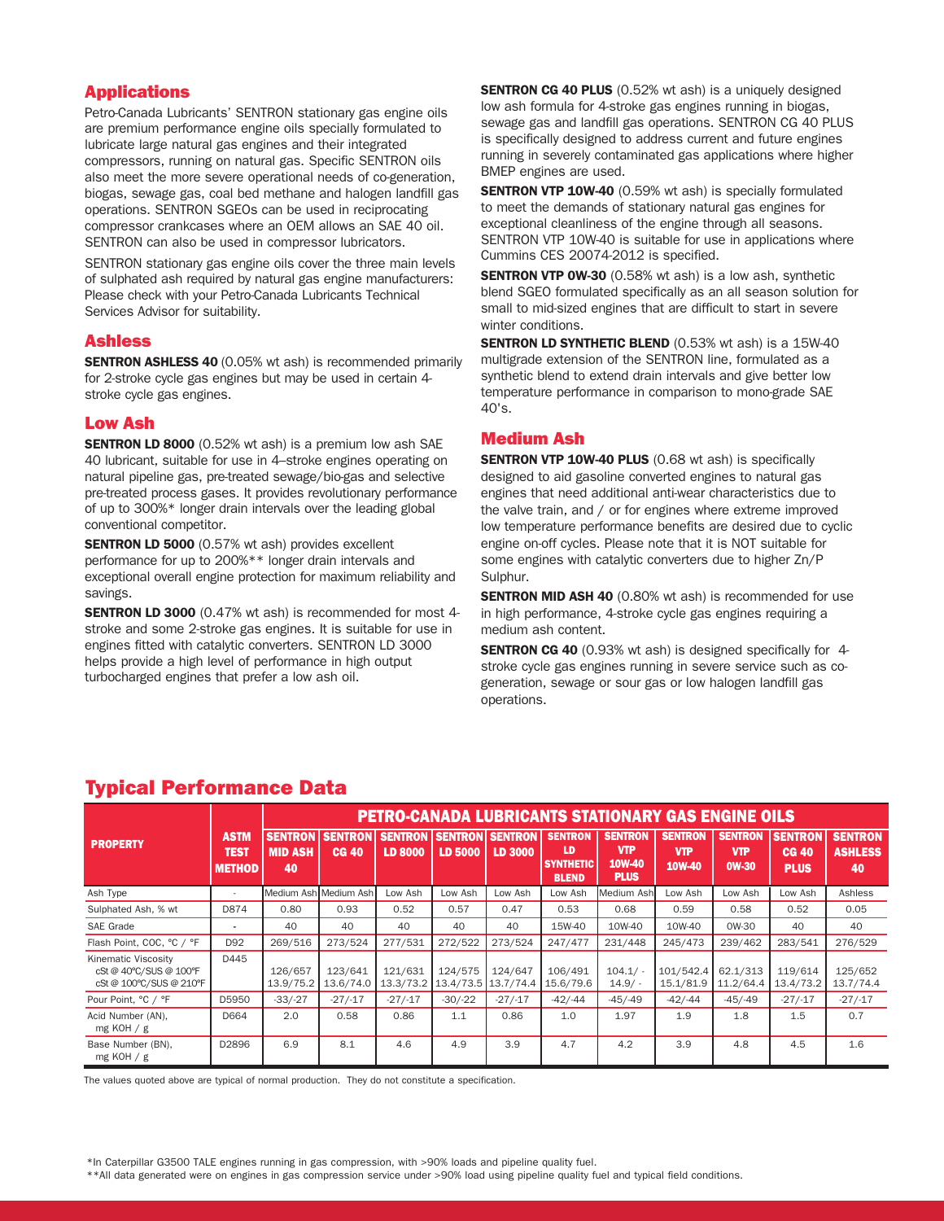## Applications

Petro-Canada Lubricants' SENTRON stationary gas engine oils are premium performance engine oils specially formulated to lubricate large natural gas engines and their integrated compressors, running on natural gas. Specific SENTRON oils also meet the more severe operational needs of co-generation, biogas, sewage gas, coal bed methane and halogen landfill gas operations. SENTRON SGEOs can be used in reciprocating compressor crankcases where an OEM allows an SAE 40 oil. SENTRON can also be used in compressor lubricators.

SENTRON stationary gas engine oils cover the three main levels of sulphated ash required by natural gas engine manufacturers: Please check with your Petro-Canada Lubricants Technical Services Advisor for suitability.

## Ashless

**SENTRON ASHLESS 40** (0.05% wt ash) is recommended primarily for 2-stroke cycle gas engines but may be used in certain 4-stroke cycle gas engines.

## Low Ash

**SENTRON LD 8000** (0.52% wt ash) is a premium low ash SAE 40 lubricant, suitable for use in 4–stroke engines operating on natural pipeline gas, pre-treated sewage/bio-gas and selective pre-treated process gases. It provides revolutionary performance of up to 300%* longer drain intervals over the leading global conventional competitor.

**SENTRON LD 5000** (0.57% wt ash) provides excellent performance for up to 200%** longer drain intervals and exceptional overall engine protection for maximum reliability and savings.

**SENTRON LD 3000** (0.47% wt ash) is recommended for most 4-stroke and some 2-stroke gas engines. It is suitable for use in engines fitted with catalytic converters. SENTRON LD 3000 helps provide a high level of performance in high output turbocharged engines that prefer a low ash oil.

**SENTRON CG 40 PLUS** (0.52% wt ash) is a uniquely designed low ash formula for 4-stroke gas engines running in biogas, sewage gas and landfill gas operations. SENTRON CG 40 PLUS is specifically designed to address current and future engines running in severely contaminated gas applications where higher BMEP engines are used.

**SENTRON VTP 10W-40** (0.59% wt ash) is specially formulated to meet the demands of stationary natural gas engines for exceptional cleanliness of the engine through all seasons. SENTRON VTP 10W-40 is suitable for use in applications where Cummins CES 20074-2012 is specified.

**SENTRON VTP 0W-30** (0.58% wt ash) is a low ash, synthetic blend SGEO formulated specifically as an all season solution for small to mid-sized engines that are difficult to start in severe winter conditions.

**SENTRON LD SYNTHETIC BLEND** (0.53% wt ash) is a 15W-40 multigrade extension of the SENTRON line, formulated as a synthetic blend to extend drain intervals and give better low temperature performance in comparison to mono-grade SAE 40's.

## Medium Ash

**SENTRON VTP 10W-40 PLUS** (0.68 wt ash) is specifically designed to aid gasoline converted engines to natural gas engines that need additional anti-wear characteristics due to the valve train, and / or for engines where extreme improved low temperature performance benefits are desired due to cyclic engine on-off cycles. Please note that it is NOT suitable for some engines with catalytic converters due to higher Zn/P Sulphur.

**SENTRON MID ASH 40** (0.80% wt ash) is recommended for use in high performance, 4-stroke cycle gas engines requiring a medium ash content.

**SENTRON CG 40** (0.93% wt ash) is designed specifically for 4-stroke cycle gas engines running in severe service such as co-generation, sewage or sour gas or low halogen landfill gas operations.

## Typical Performance Data

| PROPERTY | ASTM TEST METHOD | PETRO-CANADA LUBRICANTS STATIONARY GAS ENGINE OILS | | | | | | | | | | |
|---|---|---|---|---|---|---|---|---|---|---|---|---|
| | | SENTRON MID ASH 40 | SENTRON CG 40 | SENTRON LD 8000 | SENTRON LD 5000 | SENTRON LD 3000 | SENTRON LD SYNTHETIC BLEND | SENTRON VTP 10W-40 PLUS | SENTRON VTP 10W-40 | SENTRON VTP 0W-30 | SENTRON CG 40 PLUS | SENTRON ASHLESS 40 |
| Ash Type | - | Medium Ash | Medium Ash | Low Ash | Low Ash | Low Ash | Low Ash | Medium Ash | Low Ash | Low Ash | Low Ash | Ashless |
| Sulphated Ash, % wt | D874 | 0.80 | 0.93 | 0.52 | 0.57 | 0.47 | 0.53 | 0.68 | 0.59 | 0.58 | 0.52 | 0.05 |
| SAE Grade | - | 40 | 40 | 40 | 40 | 40 | 15W-40 | 10W-40 | 10W-40 | 0W-30 | 40 | 40 |
| Flash Point, COC, °C / °F | D92 | 269/516 | 273/524 | 277/531 | 272/522 | 273/524 | 247/477 | 231/448 | 245/473 | 239/462 | 283/541 | 276/529 |
| Kinematic Viscosity cSt @ 40°C/SUS @ 100°F cSt @ 100°C/SUS @ 210°F | D445 | 126/657 13.9/75.2 | 123/641 13.6/74.0 | 121/631 13.3/73.2 | 124/575 13.4/73.5 | 124/647 13.7/74.4 | 106/491 15.6/79.6 | 104.1/ - 14.9/ - | 101/542.4 15.1/81.9 | 62.1/313 11.2/64.4 | 119/614 13.4/73.2 | 125/652 13.7/74.4 |
| Pour Point, °C / °F | D5950 | -33/-27 | -27/-17 | -27/-17 | -30/-22 | -27/-17 | -42/-44 | -45/-49 | -42/-44 | -45/-49 | -27/-17 | -27/-17 |
| Acid Number (AN), mg KOH / g | D664 | 2.0 | 0.58 | 0.86 | 1.1 | 0.86 | 1.0 | 1.97 | 1.9 | 1.8 | 1.5 | 0.7 |
| Base Number (BN), mg KOH / g | D2896 | 6.9 | 8.1 | 4.6 | 4.9 | 3.9 | 4.7 | 4.2 | 3.9 | 4.8 | 4.5 | 1.6 |

The values quoted above are typical of normal production. They do not constitute a specification.

*In Caterpillar G3500 TALE engines running in gas compression, with >90% loads and pipeline quality fuel.

**All data generated were on engines in gas compression service under >90% load using pipeline quality fuel and typical field conditions.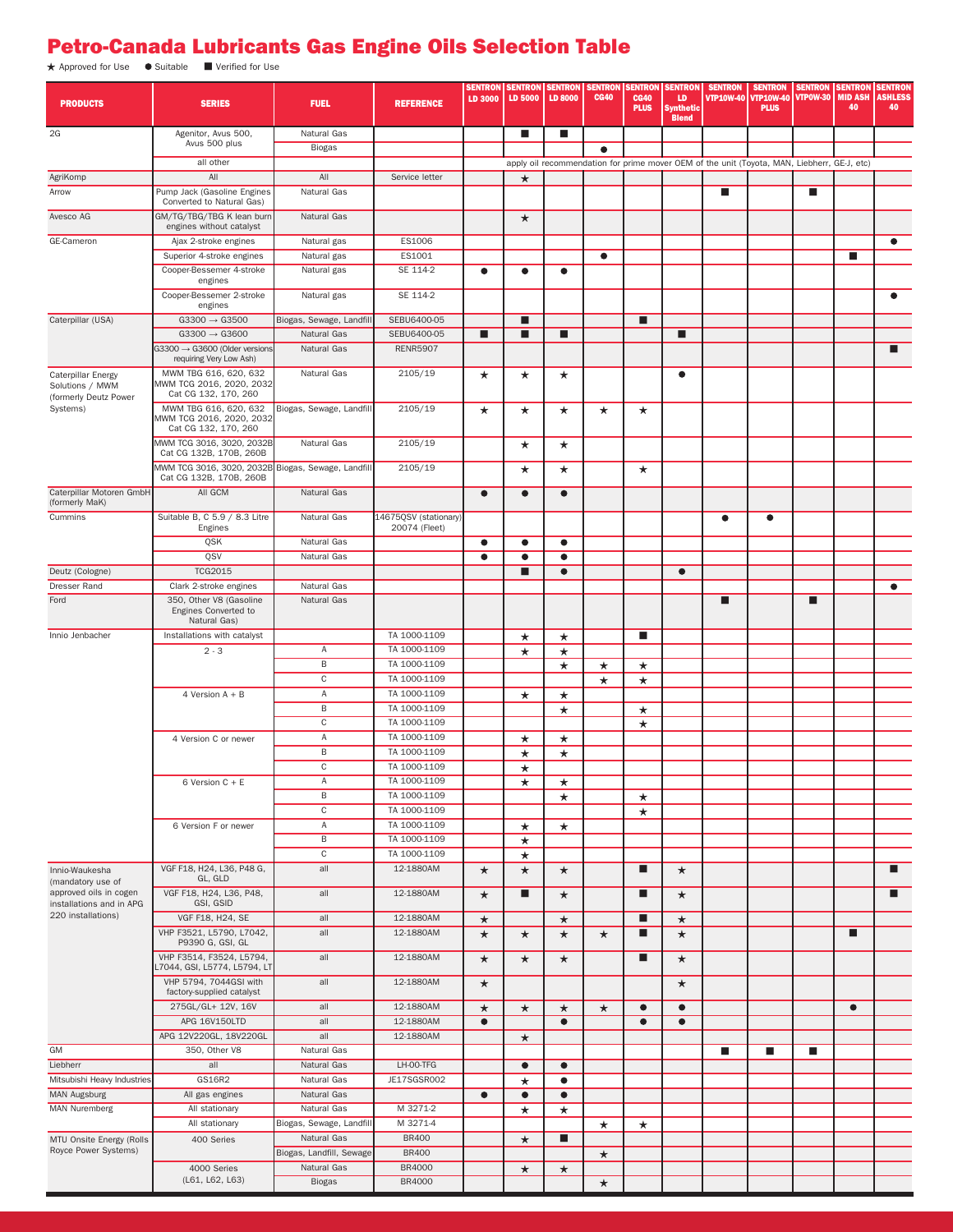# Petro-Canada Lubricants Gas Engine Oils Selection Table

★ Approved for Use ● Suitable ■ Verified for Use

| PRODUCTS | SERIES | FUEL | REFERENCE | SENTRON LD 3000 | SENTRON LD 5000 | SENTRON LD 8000 | SENTRON CG40 | SENTRON CG40 PLUS | SENTRON LD Synthetic Blend | SENTRON VTP10W-40 | SENTRON VTP10W-40 PLUS | SENTRON VTP0W-30 | SENTRON MID ASH 40 | SENTRON ASHLESS 40 |
|---|---|---|---|---|---|---|---|---|---|---|---|---|---|---|
| 2G | Agenitor, Avus 500, Avus 500 plus | Natural Gas | | | ■ | ■ | | | | | | | | |
| | | Biogas | | | | | ● | | | | | | | |
| | all other | | | apply oil recommendation for prime mover OEM of the unit (Toyota, MAN, Liebherr, GE-J, etc) | | | | | | | | | | |
| AgriKomp | All | All | Service letter | | ★ | | | | | | | | | |
| Arrow | Pump Jack (Gasoline Engines Converted to Natural Gas) | Natural Gas | | | | | | | | ■ | | ■ | | |
| Avesco AG | GM/TG/TBG/TBG K lean burn engines without catalyst | Natural Gas | | | ★ | | | | | | | | | |
| GE-Cameron | Ajax 2-stroke engines | Natural gas | ES1006 | | | | | | | | | | | ● |
| | Superior 4-stroke engines | Natural gas | ES1001 | | | | ● | | | | | | ■ | |
| | Cooper-Bessemer 4-stroke engines | Natural gas | SE 114-2 | ● | ● | ● | | | | | | | | |
| | Cooper-Bessemer 2-stroke engines | Natural gas | SE 114-2 | | | | | | | | | | | ● |
| Caterpillar (USA) | G3300 → G3500 | Biogas, Sewage, Landfill | SEBU6400-05 | | ■ | | | ■ | | | | | | |
| | G3300 → G3600 | Natural Gas | SEBU6400-05 | ■ | ■ | ■ | | | ■ | | | | | |
| | G3300 → G3600 (Older versions requiring Very Low Ash) | Natural Gas | RENR5907 | | | | | | | | | | | ■ |
| Caterpillar Energy Solutions / MWM (formerly Deutz Power Systems) | MWM TBG 616, 620, 632 MWM TCG 2016, 2020, 2032 Cat CG 132, 170, 260 | Natural Gas | 2105/19 | ★ | ★ | ★ | | | ● | | | | | |
| | MWM TBG 616, 620, 632 MWM TCG 2016, 2020, 2032 Cat CG 132, 170, 260 | Biogas, Sewage, Landfill | 2105/19 | ★ | ★ | ★ | ★ | ★ | | | | | | |
| | MWM TCG 3016, 3020, 2032B Cat CG 132B, 170B, 260B | Natural Gas | 2105/19 | | ★ | ★ | | | | | | | | |
| | MWM TCG 3016, 3020, 2032B Cat CG 132B, 170B, 260B | Biogas, Sewage, Landfill | 2105/19 | | ★ | ★ | | ★ | | | | | | |
| Caterpillar Motoren GmbH (formerly MaK) | All GCM | Natural Gas | | ● | ● | ● | | | | | | | | |
| Cummins | Suitable B, C 5.9 / 8.3 Litre Engines | Natural Gas | 14675QSV (stationary) 20074 (Fleet) | | | | | | | ● | ● | | | |
| | QSK | Natural Gas | | ● | ● | ● | | | | | | | | |
| | QSV | Natural Gas | | ● | ● | ● | | | | | | | | |
| Deutz (Cologne) | TCG2015 | | | | ■ | ● | | | ● | | | | | |
| Dresser Rand | Clark 2-stroke engines | Natural Gas | | | | | | | | | | | | ● |
| Ford | 350, Other V8 (Gasoline Engines Converted to Natural Gas) | Natural Gas | | | | | | | | ■ | | ■ | | |
| Innio Jenbacher | Installations with catalyst | | TA 1000-1109 | | ★ | ★ | | ■ | | | | | | |
| | 2 - 3 | A | TA 1000-1109 | | ★ | ★ | | | | | | | | |
| | | B | TA 1000-1109 | | | ★ | ★ | ★ | | | | | | |
| | | C | TA 1000-1109 | | | | ★ | ★ | | | | | | |
| | 4 Version A + B | A | TA 1000-1109 | | ★ | ★ | | | | | | | | |
| | | B | TA 1000-1109 | | | ★ | | ★ | | | | | | |
| | | C | TA 1000-1109 | | | | | ★ | | | | | | |
| | 4 Version C or newer | A | TA 1000-1109 | | ★ | ★ | | | | | | | | |
| | | B | TA 1000-1109 | | ★ | ★ | | | | | | | | |
| | | C | TA 1000-1109 | | ★ | | | | | | | | | |
| | 6 Version C + E | A | TA 1000-1109 | | ★ | ★ | | | | | | | | |
| | | B | TA 1000-1109 | | | ★ | | ★ | | | | | | |
| | | C | TA 1000-1109 | | | | | ★ | | | | | | |
| | 6 Version F or newer | A | TA 1000-1109 | | ★ | ★ | | | | | | | | |
| | | B | TA 1000-1109 | | ★ | | | | | | | | | |
| | | C | TA 1000-1109 | | ★ | | | | | | | | | |
| Innio-Waukesha (mandatory use of approved oils in cogen installations and in APG 220 installations) | VGF F18, H24, L36, P48 G, GL, GLD | all | 12-1880AM | ★ | ★ | ★ | | ■ | ★ | | | | | ■ |
| | VGF F18, H24, L36, P48, GSI, GSID | all | 12-1880AM | ★ | ■ | ★ | | ■ | ★ | | | | | ■ |
| | VGF F18, H24, SE | all | 12-1880AM | ★ | | ★ | | ■ | ★ | | | | | |
| | VHP F3521, L5790, L7042, P9390 G, GSI, GL | all | 12-1880AM | ★ | ★ | ★ | ★ | ■ | ★ | | | | ■ | |
| | VHP F3514, F3524, L5794, L7044, GSI, L5774, L5794, LT | all | 12-1880AM | ★ | ★ | ★ | | ■ | ★ | | | | | |
| | VHP 5794, 7044GSI with factory-supplied catalyst | all | 12-1880AM | ★ | | | | | ★ | | | | | |
| | 275GL/GL+ 12V, 16V | all | 12-1880AM | ★ | ★ | ★ | ★ | ● | ● | | | | ● | |
| | APG 16V150LTD | all | 12-1880AM | ● | | ● | | ● | ● | | | | | |
| | APG 12V220GL, 18V220GL | all | 12-1880AM | | ★ | | | | | | | | | |
| GM | 350, Other V8 | Natural Gas | | | | | | | | ■ | ■ | ■ | | |
| Liebherr | all | Natural Gas | LH-00-TFG | | ● | ● | | | | | | | | |
| Mitsubishi Heavy Industries | GS16R2 | Natural Gas | JE17SGSR002 | | ★ | ● | | | | | | | | |
| MAN Augsburg | All gas engines | Natural Gas | | ● | ● | ● | | | | | | | | |
| MAN Nuremberg | All stationary | Natural Gas | M 3271-2 | | ★ | ★ | | | | | | | | |
| | All stationary | Biogas, Sewage, Landfill | M 3271-4 | | | | ★ | ★ | | | | | | |
| MTU Onsite Energy (Rolls Royce Power Systems) | 400 Series | Natural Gas | BR400 | | ★ | ■ | | | | | | | | |
| | | Biogas, Landfill, Sewage | BR400 | | | | ★ | | | | | | | |
| | 4000 Series (L61, L62, L63) | Natural Gas | BR4000 | | ★ | ★ | | | | | | | | |
| | | Biogas | BR4000 | | | | ★ | | | | | | | |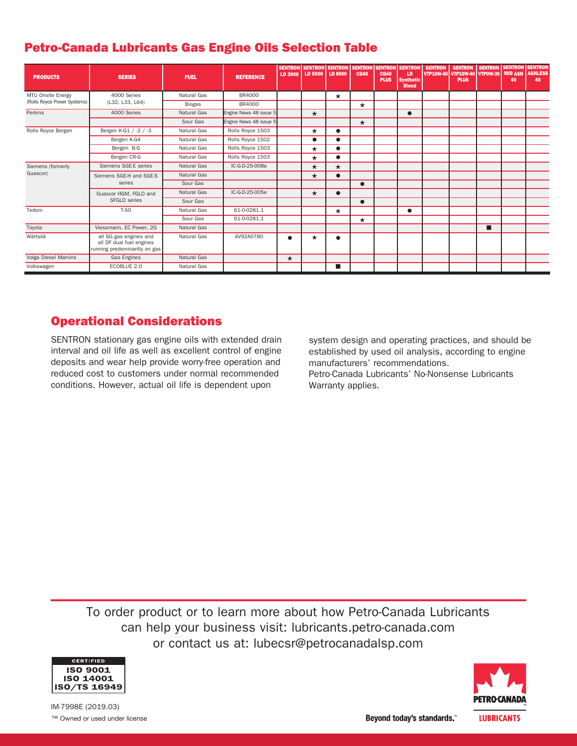## Petro-Canada Lubricants Gas Engine Oils Selection Table

| PRODUCTS | SERIES | FUEL | REFERENCE | SENTRON LD 3000 | SENTRON LD 5000 | SENTRON LD 8000 | SENTRON CG40 | SENTRON CG40 PLUS | SENTRON LD Synthetic Blend | SENTRON VTP10W-40 | SENTRON VTP10W-40 PLUS | SENTRON VTP0W-30 | SENTRON MID ASH 40 | SENTRON ASHLESS 40 |
|---|---|---|---|---|---|---|---|---|---|---|---|---|---|---|
| MTU Onsite Energy (Rolls Royce Power Systems) | 4000 Series (L32, L33, L64) | Natural Gas | BR4000 | | | ★ | | | | | | | | |
| | | Biogas | BR4000 | | | | ★ | | | | | | | |
| Perkins | 4000 Series | Natural Gas | Engine News 48 issue 5 | | ★ | | | | ● | | | | | |
| | | Sour Gas | Engine News 48 issue 5 | | | | ★ | | | | | | | |
| Rolls Royce Bergen | Bergen K-G1 / -2 / -3 | Natural Gas | Rolls Royce 1503 | | ★ | ● | | | | | | | | |
| | Bergen K-G4 | Natural Gas | Rolls Royce 1502 | | ● | ● | | | | | | | | |
| | Bergen B-G | Natural Gas | Rolls Royce 1503 | | ★ | ● | | | | | | | | |
| | Bergen CR-G | Natural Gas | Rolls Royce 1503 | | ★ | ● | | | | | | | | |
| Siemens (formerly Guascor) | Siemens SGE-E series | Natural Gas | IC-G-D-25-008e | | ★ | ★ | | | | | | | | |
| | Siemens SGE-H and SGE-S series | Natural Gas | | | ★ | ● | | | | | | | | |
| | | Sour Gas | | | | | ● | | | | | | | |
| | Guascor HGM, FGLD and SFGLD series | Natural Gas | IC-G-D-25-005e | | ★ | ● | | | | | | | | |
| | | Sour Gas | | | | | ● | | | | | | | |
| Tedom | T-50 | Natural Gas | 61-0-0281.1 | | | ★ | | | ● | | | | | |
| | | Sour Gas | 61-0-0281.1 | | | | ★ | | | | | | | |
| Toyota | Viessmann, EC Power, 2G | Natural Gas | | | | | | | | | | ■ | | |
| Wärtsilä | all SG gas engines and all DF dual fuel engines running predominantly on gas | Natural Gas | 4V92A0780 | ● | ★ | ● | | | | | | | | |
| Volga Diesel Mamins | Gas Engines | Natural Gas | | ★ | | | | | | | | | | |
| Volkswagen | ECOBLUE 2.0 | Natural Gas | | | | ■ | | | | | | | | |

## Operational Considerations

SENTRON stationary gas engine oils with extended drain interval and oil life as well as excellent control of engine deposits and wear help provide worry-free operation and reduced cost to customers under normal recommended conditions. However, actual oil life is dependent upon system design and operating practices, and should be established by used oil analysis, according to engine manufacturers' recommendations.

Petro-Canada Lubricants' No-Nonsense Lubricants Warranty applies.

To order product or to learn more about how Petro-Canada Lubricants can help your business visit: lubricants.petro-canada.com or contact us at: lubecsr@petrocanadalsp.com

CERTIFIED
ISO 9001
ISO 14001
ISO/TS 16949

IM-7998E (2019.03)

™ Owned or used under license

Beyond today's standards.™

PETRO-CANADA LUBRICANTS